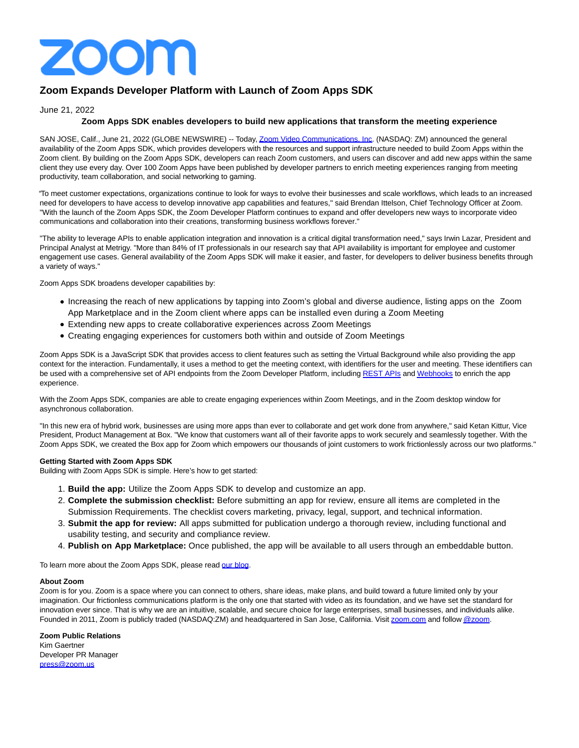# Zoom Expands Developer Platform with Launch of Zoom Apps SDK

June 21, 2022

**Zoom Apps SDK enables developers to build new applications that transform the meeting experience**

SAN JOSE, Calif., June 21, 2022 (GLOBE NEWSWIRE) -- Today, Zoom Video Communications, Inc. (NASDAQ: ZM) announced the general availability of the Zoom Apps SDK, which provides developers with the resources and support infrastructure needed to build Zoom Apps within the Zoom client. By building on the Zoom Apps SDK, developers can reach Zoom customers, and users can discover and add new apps within the same client they use every day. Over 100 Zoom Apps have been published by developer partners to enrich meeting experiences ranging from meeting productivity, team collaboration, and social networking to gaming.

"To meet customer expectations, organizations continue to look for ways to evolve their businesses and scale workflows, which leads to an increased need for developers to have access to develop innovative app capabilities and features," said Brendan Ittelson, Chief Technology Officer at Zoom. "With the launch of the Zoom Apps SDK, the Zoom Developer Platform continues to expand and offer developers new ways to incorporate video communications and collaboration into their creations, transforming business workflows forever."

"The ability to leverage APIs to enable application integration and innovation is a critical digital transformation need," says Irwin Lazar, President and Principal Analyst at Metrigy. "More than 84% of IT professionals in our research say that API availability is important for employee and customer engagement use cases. General availability of the Zoom Apps SDK will make it easier, and faster, for developers to deliver business benefits through a variety of ways."

Zoom Apps SDK broadens developer capabilities by:

- Increasing the reach of new applications by tapping into Zoom's global and diverse audience, listing apps on the Zoom App Marketplace and in the Zoom client where apps can be installed even during a Zoom Meeting
- Extending new apps to create collaborative experiences across Zoom Meetings
- Creating engaging experiences for customers both within and outside of Zoom Meetings

Zoom Apps SDK is a JavaScript SDK that provides access to client features such as setting the Virtual Background while also providing the app context for the interaction. Fundamentally, it uses a method to get the meeting context, with identifiers for the user and meeting. These identifiers can be used with a comprehensive set of API endpoints from the Zoom Developer Platform, including REST APIs and Webhooks to enrich the app experience.

With the Zoom Apps SDK, companies are able to create engaging experiences within Zoom Meetings, and in the Zoom desktop window for asynchronous collaboration.

"In this new era of hybrid work, businesses are using more apps than ever to collaborate and get work done from anywhere," said Ketan Kittur, Vice President, Product Management at Box. "We know that customers want all of their favorite apps to work securely and seamlessly together. With the Zoom Apps SDK, we created the Box app for Zoom which empowers our thousands of joint customers to work frictionlessly across our two platforms."

**Getting Started with Zoom Apps SDK**

Building with Zoom Apps SDK is simple. Here's how to get started:

1. **Build the app:** Utilize the Zoom Apps SDK to develop and customize an app.
2. **Complete the submission checklist:** Before submitting an app for review, ensure all items are completed in the Submission Requirements. The checklist covers marketing, privacy, legal, support, and technical information.
3. **Submit the app for review:** All apps submitted for publication undergo a thorough review, including functional and usability testing, and security and compliance review.
4. **Publish on App Marketplace:** Once published, the app will be available to all users through an embeddable button.

To learn more about the Zoom Apps SDK, please read our blog.

**About Zoom**

Zoom is for you. Zoom is a space where you can connect to others, share ideas, make plans, and build toward a future limited only by your imagination. Our frictionless communications platform is the only one that started with video as its foundation, and we have set the standard for innovation ever since. That is why we are an intuitive, scalable, and secure choice for large enterprises, small businesses, and individuals alike. Founded in 2011, Zoom is publicly traded (NASDAQ:ZM) and headquartered in San Jose, California. Visit zoom.com and follow @zoom.

**Zoom Public Relations**

Kim Gaertner
Developer PR Manager
press@zoom.us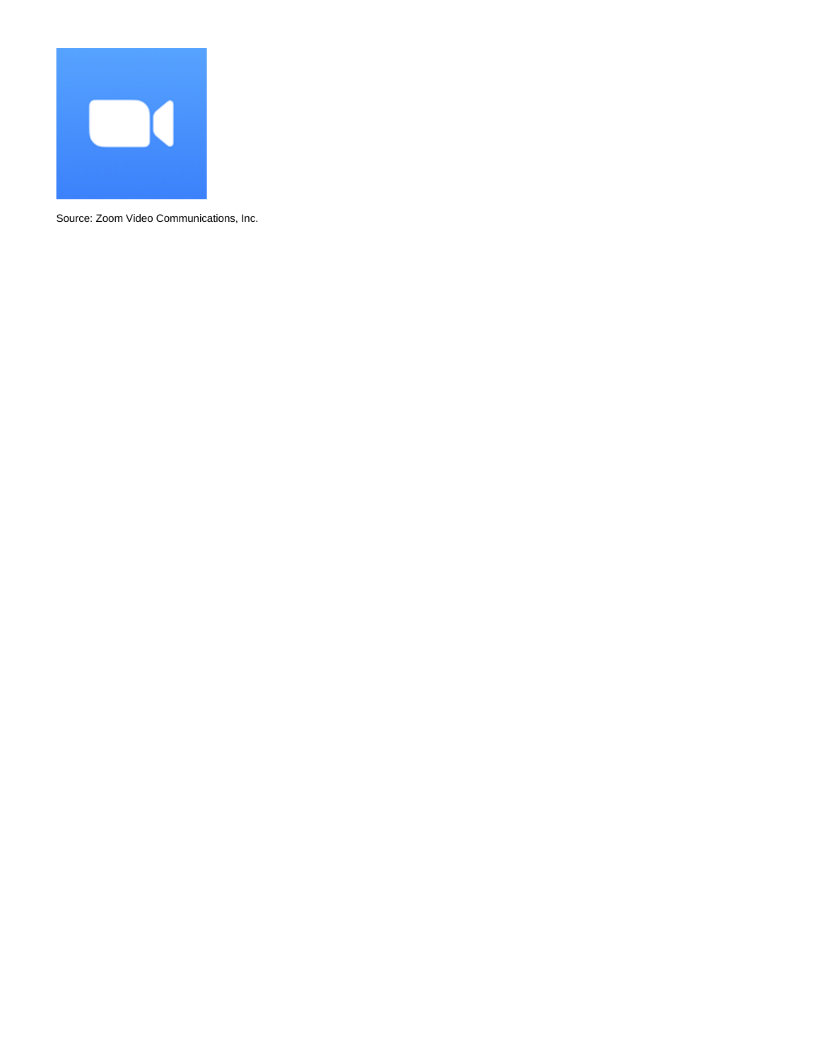Source: Zoom Video Communications, Inc.